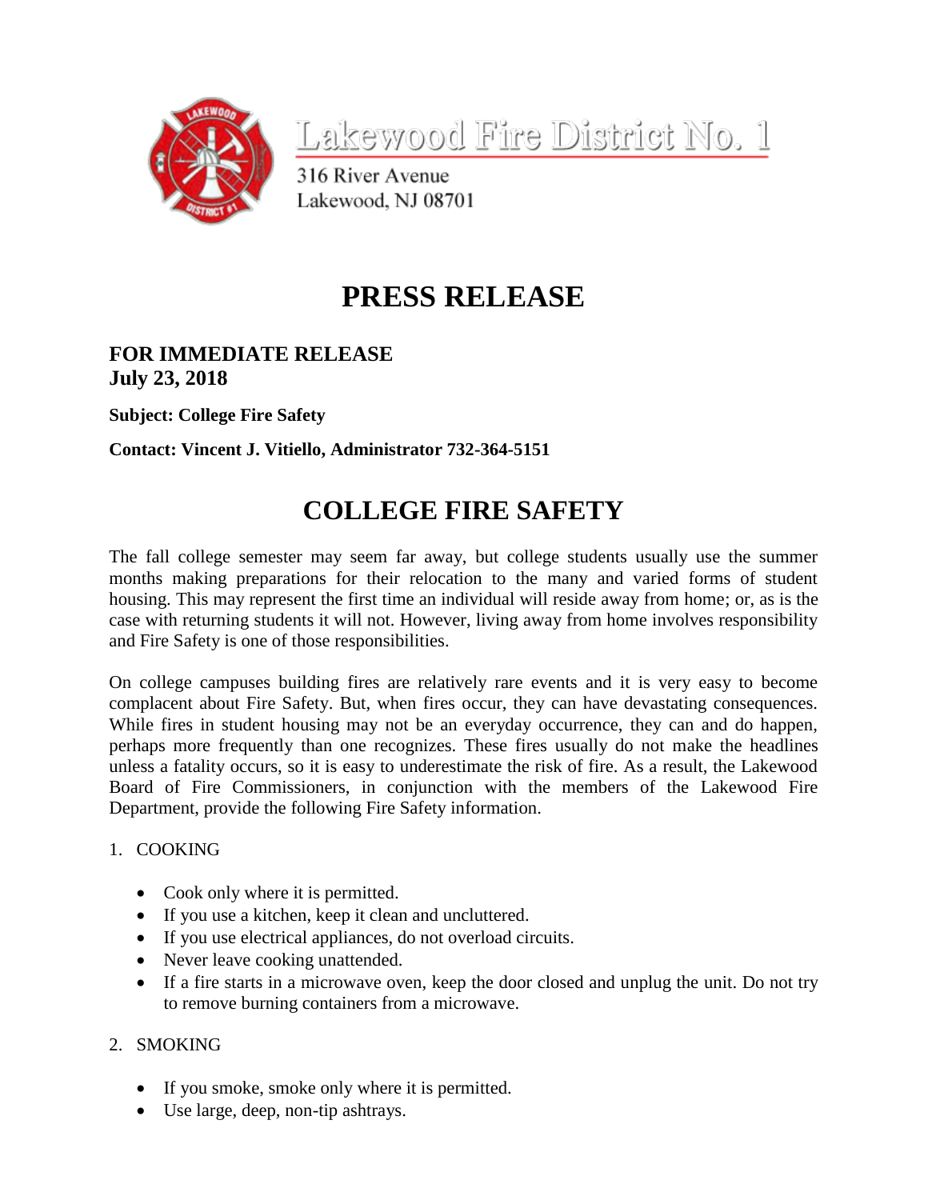Lakewood Fire District No. 1

316 River Avenue
Lakewood, NJ 08701

# PRESS RELEASE

**FOR IMMEDIATE RELEASE**
**July 23, 2018**

**Subject: College Fire Safety**

**Contact: Vincent J. Vitiello, Administrator 732-364-5151**

# COLLEGE FIRE SAFETY

The fall college semester may seem far away, but college students usually use the summer months making preparations for their relocation to the many and varied forms of student housing. This may represent the first time an individual will reside away from home; or, as is the case with returning students it will not. However, living away from home involves responsibility and Fire Safety is one of those responsibilities.

On college campuses building fires are relatively rare events and it is very easy to become complacent about Fire Safety. But, when fires occur, they can have devastating consequences. While fires in student housing may not be an everyday occurrence, they can and do happen, perhaps more frequently than one recognizes. These fires usually do not make the headlines unless a fatality occurs, so it is easy to underestimate the risk of fire. As a result, the Lakewood Board of Fire Commissioners, in conjunction with the members of the Lakewood Fire Department, provide the following Fire Safety information.

1. COOKING

- Cook only where it is permitted.
- If you use a kitchen, keep it clean and uncluttered.
- If you use electrical appliances, do not overload circuits.
- Never leave cooking unattended.
- If a fire starts in a microwave oven, keep the door closed and unplug the unit. Do not try to remove burning containers from a microwave.

2. SMOKING

- If you smoke, smoke only where it is permitted.
- Use large, deep, non-tip ashtrays.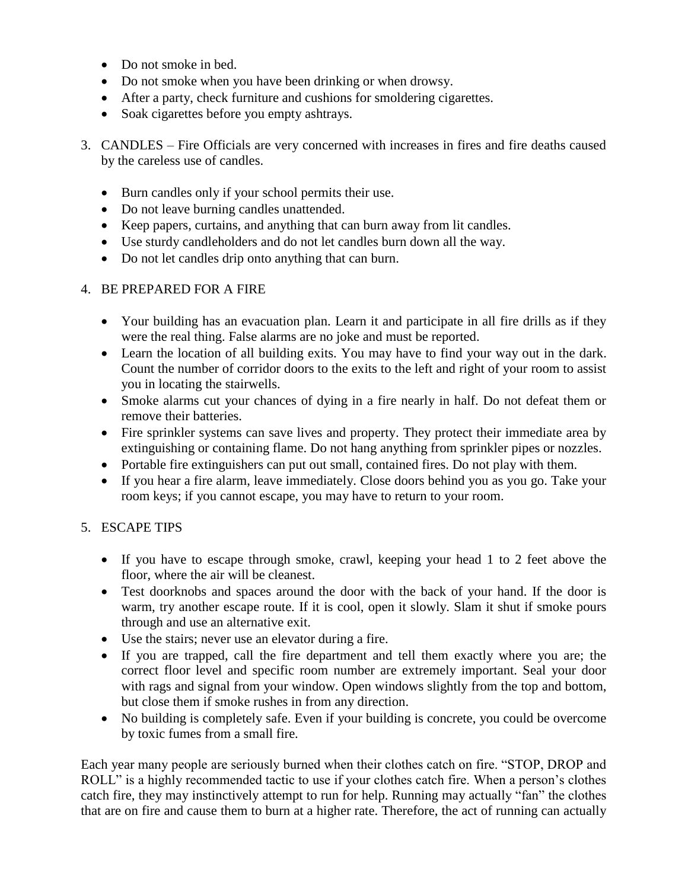- Do not smoke in bed.
- Do not smoke when you have been drinking or when drowsy.
- After a party, check furniture and cushions for smoldering cigarettes.
- Soak cigarettes before you empty ashtrays.

3. CANDLES – Fire Officials are very concerned with increases in fires and fire deaths caused by the careless use of candles.

   - Burn candles only if your school permits their use.
   - Do not leave burning candles unattended.
   - Keep papers, curtains, and anything that can burn away from lit candles.
   - Use sturdy candleholders and do not let candles burn down all the way.
   - Do not let candles drip onto anything that can burn.

4. BE PREPARED FOR A FIRE

   - Your building has an evacuation plan. Learn it and participate in all fire drills as if they were the real thing. False alarms are no joke and must be reported.
   - Learn the location of all building exits. You may have to find your way out in the dark. Count the number of corridor doors to the exits to the left and right of your room to assist you in locating the stairwells.
   - Smoke alarms cut your chances of dying in a fire nearly in half. Do not defeat them or remove their batteries.
   - Fire sprinkler systems can save lives and property. They protect their immediate area by extinguishing or containing flame. Do not hang anything from sprinkler pipes or nozzles.
   - Portable fire extinguishers can put out small, contained fires. Do not play with them.
   - If you hear a fire alarm, leave immediately. Close doors behind you as you go. Take your room keys; if you cannot escape, you may have to return to your room.

5. ESCAPE TIPS

   - If you have to escape through smoke, crawl, keeping your head 1 to 2 feet above the floor, where the air will be cleanest.
   - Test doorknobs and spaces around the door with the back of your hand. If the door is warm, try another escape route. If it is cool, open it slowly. Slam it shut if smoke pours through and use an alternative exit.
   - Use the stairs; never use an elevator during a fire.
   - If you are trapped, call the fire department and tell them exactly where you are; the correct floor level and specific room number are extremely important. Seal your door with rags and signal from your window. Open windows slightly from the top and bottom, but close them if smoke rushes in from any direction.
   - No building is completely safe. Even if your building is concrete, you could be overcome by toxic fumes from a small fire.

Each year many people are seriously burned when their clothes catch on fire. "STOP, DROP and ROLL" is a highly recommended tactic to use if your clothes catch fire. When a person's clothes catch fire, they may instinctively attempt to run for help. Running may actually "fan" the clothes that are on fire and cause them to burn at a higher rate. Therefore, the act of running can actually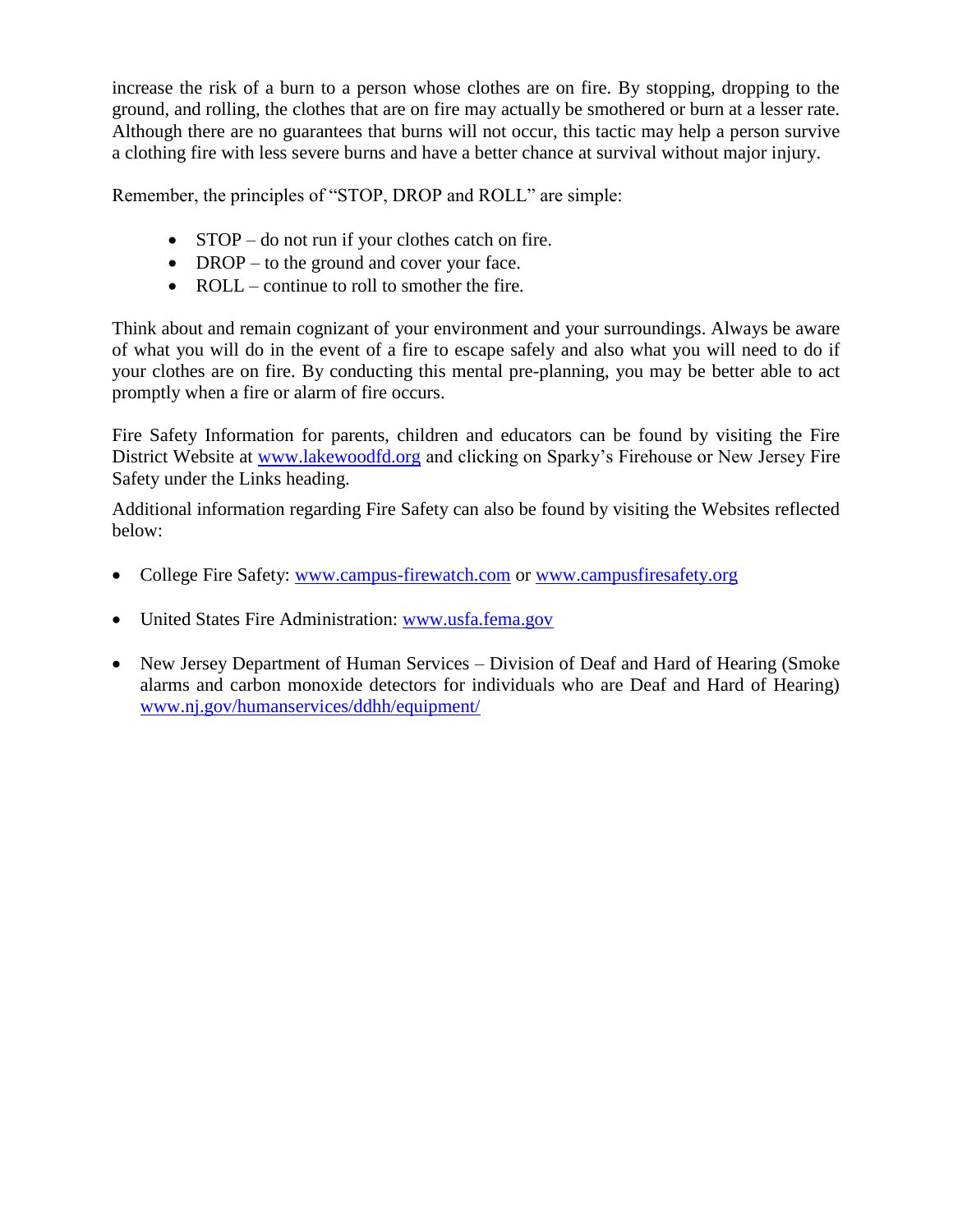increase the risk of a burn to a person whose clothes are on fire. By stopping, dropping to the ground, and rolling, the clothes that are on fire may actually be smothered or burn at a lesser rate. Although there are no guarantees that burns will not occur, this tactic may help a person survive a clothing fire with less severe burns and have a better chance at survival without major injury.

Remember, the principles of "STOP, DROP and ROLL" are simple:

- STOP – do not run if your clothes catch on fire.
- DROP – to the ground and cover your face.
- ROLL – continue to roll to smother the fire.

Think about and remain cognizant of your environment and your surroundings. Always be aware of what you will do in the event of a fire to escape safely and also what you will need to do if your clothes are on fire. By conducting this mental pre-planning, you may be better able to act promptly when a fire or alarm of fire occurs.

Fire Safety Information for parents, children and educators can be found by visiting the Fire District Website at www.lakewoodfd.org and clicking on Sparky's Firehouse or New Jersey Fire Safety under the Links heading.

Additional information regarding Fire Safety can also be found by visiting the Websites reflected below:

- College Fire Safety: www.campus-firewatch.com or www.campusfiresafety.org
- United States Fire Administration: www.usfa.fema.gov
- New Jersey Department of Human Services – Division of Deaf and Hard of Hearing (Smoke alarms and carbon monoxide detectors for individuals who are Deaf and Hard of Hearing) www.nj.gov/humanservices/ddhh/equipment/